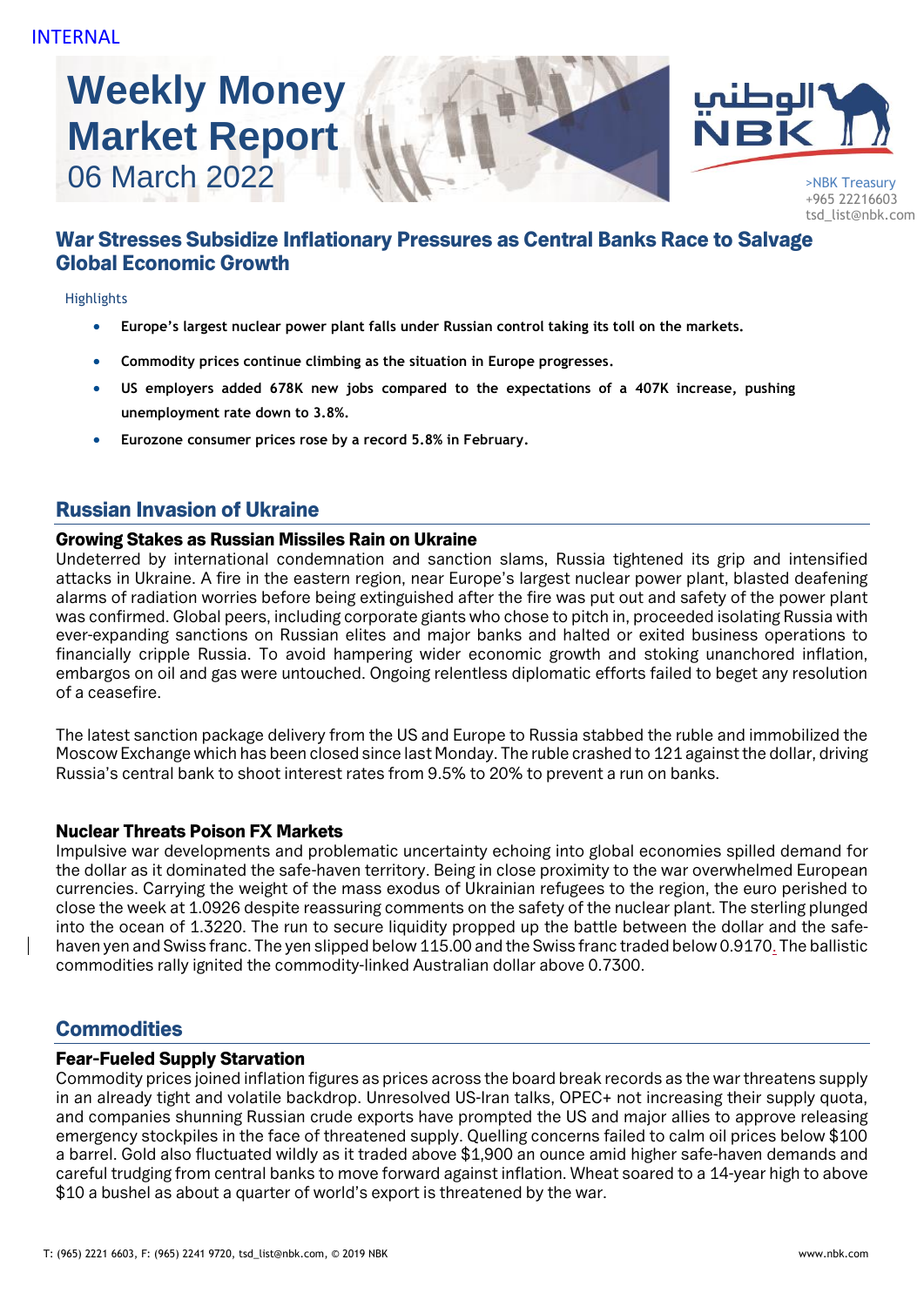INTERNAL

# Weekly Money Market Report
06 March 2022

>NBK Treasury
+965 22216603
tsd_list@nbk.com

## War Stresses Subsidize Inflationary Pressures as Central Banks Race to Salvage Global Economic Growth

Highlights

- **Europe's largest nuclear power plant falls under Russian control taking its toll on the markets.**
- **Commodity prices continue climbing as the situation in Europe progresses.**
- **US employers added 678K new jobs compared to the expectations of a 407K increase, pushing unemployment rate down to 3.8%.**
- **Eurozone consumer prices rose by a record 5.8% in February.**

## Russian Invasion of Ukraine

### Growing Stakes as Russian Missiles Rain on Ukraine

Undeterred by international condemnation and sanction slams, Russia tightened its grip and intensified attacks in Ukraine. A fire in the eastern region, near Europe's largest nuclear power plant, blasted deafening alarms of radiation worries before being extinguished after the fire was put out and safety of the power plant was confirmed. Global peers, including corporate giants who chose to pitch in, proceeded isolating Russia with ever-expanding sanctions on Russian elites and major banks and halted or exited business operations to financially cripple Russia. To avoid hampering wider economic growth and stoking unanchored inflation, embargos on oil and gas were untouched. Ongoing relentless diplomatic efforts failed to beget any resolution of a ceasefire.

The latest sanction package delivery from the US and Europe to Russia stabbed the ruble and immobilized the Moscow Exchange which has been closed since last Monday. The ruble crashed to 121 against the dollar, driving Russia's central bank to shoot interest rates from 9.5% to 20% to prevent a run on banks.

### Nuclear Threats Poison FX Markets

Impulsive war developments and problematic uncertainty echoing into global economies spilled demand for the dollar as it dominated the safe-haven territory. Being in close proximity to the war overwhelmed European currencies. Carrying the weight of the mass exodus of Ukrainian refugees to the region, the euro perished to close the week at 1.0926 despite reassuring comments on the safety of the nuclear plant. The sterling plunged into the ocean of 1.3220. The run to secure liquidity propped up the battle between the dollar and the safe-haven yen and Swiss franc. The yen slipped below 115.00 and the Swiss franc traded below 0.9170. The ballistic commodities rally ignited the commodity-linked Australian dollar above 0.7300.

## Commodities

### Fear-Fueled Supply Starvation

Commodity prices joined inflation figures as prices across the board break records as the war threatens supply in an already tight and volatile backdrop. Unresolved US-Iran talks, OPEC+ not increasing their supply quota, and companies shunning Russian crude exports have prompted the US and major allies to approve releasing emergency stockpiles in the face of threatened supply. Quelling concerns failed to calm oil prices below $100 a barrel. Gold also fluctuated wildly as it traded above $1,900 an ounce amid higher safe-haven demands and careful trudging from central banks to move forward against inflation. Wheat soared to a 14-year high to above $10 a bushel as about a quarter of world's export is threatened by the war.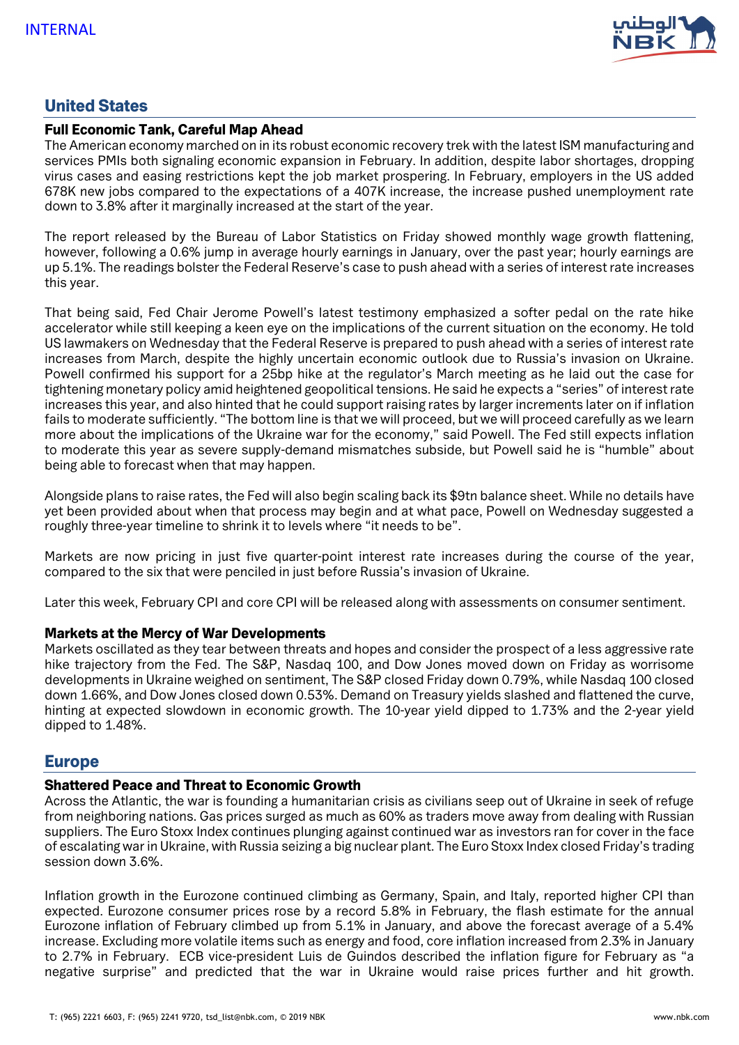## United States

### Full Economic Tank, Careful Map Ahead

The American economy marched on in its robust economic recovery trek with the latest ISM manufacturing and services PMIs both signaling economic expansion in February. In addition, despite labor shortages, dropping virus cases and easing restrictions kept the job market prospering. In February, employers in the US added 678K new jobs compared to the expectations of a 407K increase, the increase pushed unemployment rate down to 3.8% after it marginally increased at the start of the year.

The report released by the Bureau of Labor Statistics on Friday showed monthly wage growth flattening, however, following a 0.6% jump in average hourly earnings in January, over the past year; hourly earnings are up 5.1%. The readings bolster the Federal Reserve's case to push ahead with a series of interest rate increases this year.

That being said, Fed Chair Jerome Powell's latest testimony emphasized a softer pedal on the rate hike accelerator while still keeping a keen eye on the implications of the current situation on the economy. He told US lawmakers on Wednesday that the Federal Reserve is prepared to push ahead with a series of interest rate increases from March, despite the highly uncertain economic outlook due to Russia's invasion on Ukraine. Powell confirmed his support for a 25bp hike at the regulator's March meeting as he laid out the case for tightening monetary policy amid heightened geopolitical tensions. He said he expects a "series" of interest rate increases this year, and also hinted that he could support raising rates by larger increments later on if inflation fails to moderate sufficiently. "The bottom line is that we will proceed, but we will proceed carefully as we learn more about the implications of the Ukraine war for the economy," said Powell. The Fed still expects inflation to moderate this year as severe supply-demand mismatches subside, but Powell said he is "humble" about being able to forecast when that may happen.

Alongside plans to raise rates, the Fed will also begin scaling back its $9tn balance sheet. While no details have yet been provided about when that process may begin and at what pace, Powell on Wednesday suggested a roughly three-year timeline to shrink it to levels where "it needs to be".

Markets are now pricing in just five quarter-point interest rate increases during the course of the year, compared to the six that were penciled in just before Russia's invasion of Ukraine.

Later this week, February CPI and core CPI will be released along with assessments on consumer sentiment.

### Markets at the Mercy of War Developments

Markets oscillated as they tear between threats and hopes and consider the prospect of a less aggressive rate hike trajectory from the Fed. The S&P, Nasdaq 100, and Dow Jones moved down on Friday as worrisome developments in Ukraine weighed on sentiment, The S&P closed Friday down 0.79%, while Nasdaq 100 closed down 1.66%, and Dow Jones closed down 0.53%. Demand on Treasury yields slashed and flattened the curve, hinting at expected slowdown in economic growth. The 10-year yield dipped to 1.73% and the 2-year yield dipped to 1.48%.

## Europe

### Shattered Peace and Threat to Economic Growth

Across the Atlantic, the war is founding a humanitarian crisis as civilians seep out of Ukraine in seek of refuge from neighboring nations. Gas prices surged as much as 60% as traders move away from dealing with Russian suppliers. The Euro Stoxx Index continues plunging against continued war as investors ran for cover in the face of escalating war in Ukraine, with Russia seizing a big nuclear plant. The Euro Stoxx Index closed Friday's trading session down 3.6%.

Inflation growth in the Eurozone continued climbing as Germany, Spain, and Italy, reported higher CPI than expected. Eurozone consumer prices rose by a record 5.8% in February, the flash estimate for the annual Eurozone inflation of February climbed up from 5.1% in January, and above the forecast average of a 5.4% increase. Excluding more volatile items such as energy and food, core inflation increased from 2.3% in January to 2.7% in February. ECB vice-president Luis de Guindos described the inflation figure for February as "a negative surprise" and predicted that the war in Ukraine would raise prices further and hit growth.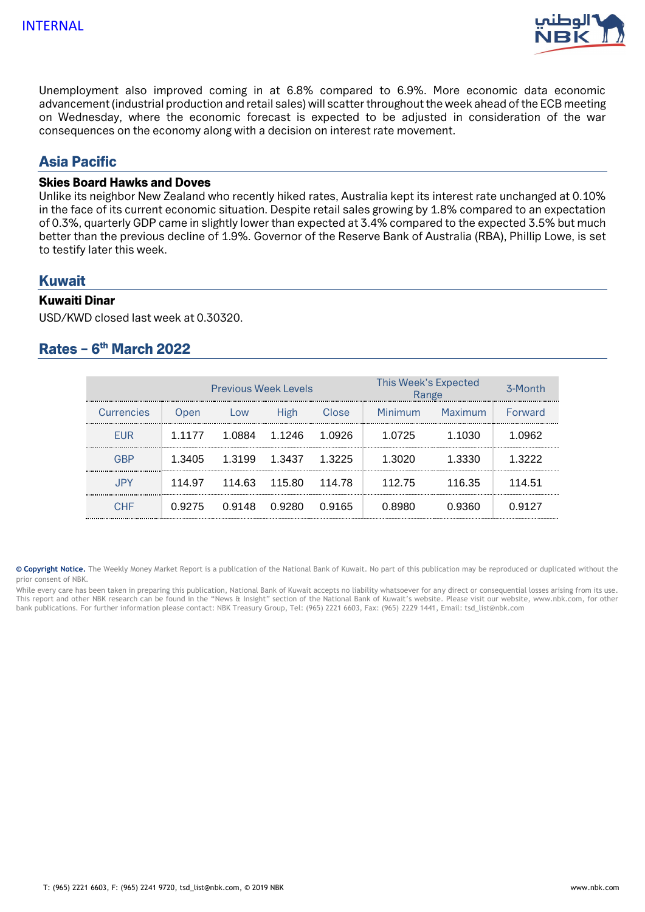Unemployment also improved coming in at 6.8% compared to 6.9%. More economic data economic advancement (industrial production and retail sales) will scatter throughout the week ahead of the ECB meeting on Wednesday, where the economic forecast is expected to be adjusted in consideration of the war consequences on the economy along with a decision on interest rate movement.

## Asia Pacific

### Skies Board Hawks and Doves

Unlike its neighbor New Zealand who recently hiked rates, Australia kept its interest rate unchanged at 0.10% in the face of its current economic situation. Despite retail sales growing by 1.8% compared to an expectation of 0.3%, quarterly GDP came in slightly lower than expected at 3.4% compared to the expected 3.5% but much better than the previous decline of 1.9%. Governor of the Reserve Bank of Australia (RBA), Phillip Lowe, is set to testify later this week.

## Kuwait

### Kuwaiti Dinar

USD/KWD closed last week at 0.30320.

## Rates – 6th March 2022

| | Previous Week Levels | | | | This Week's Expected Range | | 3-Month |
|---|---|---|---|---|---|---|---|
| Currencies | Open | Low | High | Close | Minimum | Maximum | Forward |
| EUR | 1.1177 | 1.0884 | 1.1246 | 1.0926 | 1.0725 | 1.1030 | 1.0962 |
| GBP | 1.3405 | 1.3199 | 1.3437 | 1.3225 | 1.3020 | 1.3330 | 1.3222 |
| JPY | 114.97 | 114.63 | 115.80 | 114.78 | 112.75 | 116.35 | 114.51 |
| CHF | 0.9275 | 0.9148 | 0.9280 | 0.9165 | 0.8980 | 0.9360 | 0.9127 |

**© Copyright Notice.** The Weekly Money Market Report is a publication of the National Bank of Kuwait. No part of this publication may be reproduced or duplicated without the prior consent of NBK.

While every care has been taken in preparing this publication, National Bank of Kuwait accepts no liability whatsoever for any direct or consequential losses arising from its use. This report and other NBK research can be found in the "News & Insight" section of the National Bank of Kuwait's website. Please visit our website, www.nbk.com, for other bank publications. For further information please contact: NBK Treasury Group, Tel: (965) 2221 6603, Fax: (965) 2229 1441, Email: tsd_list@nbk.com